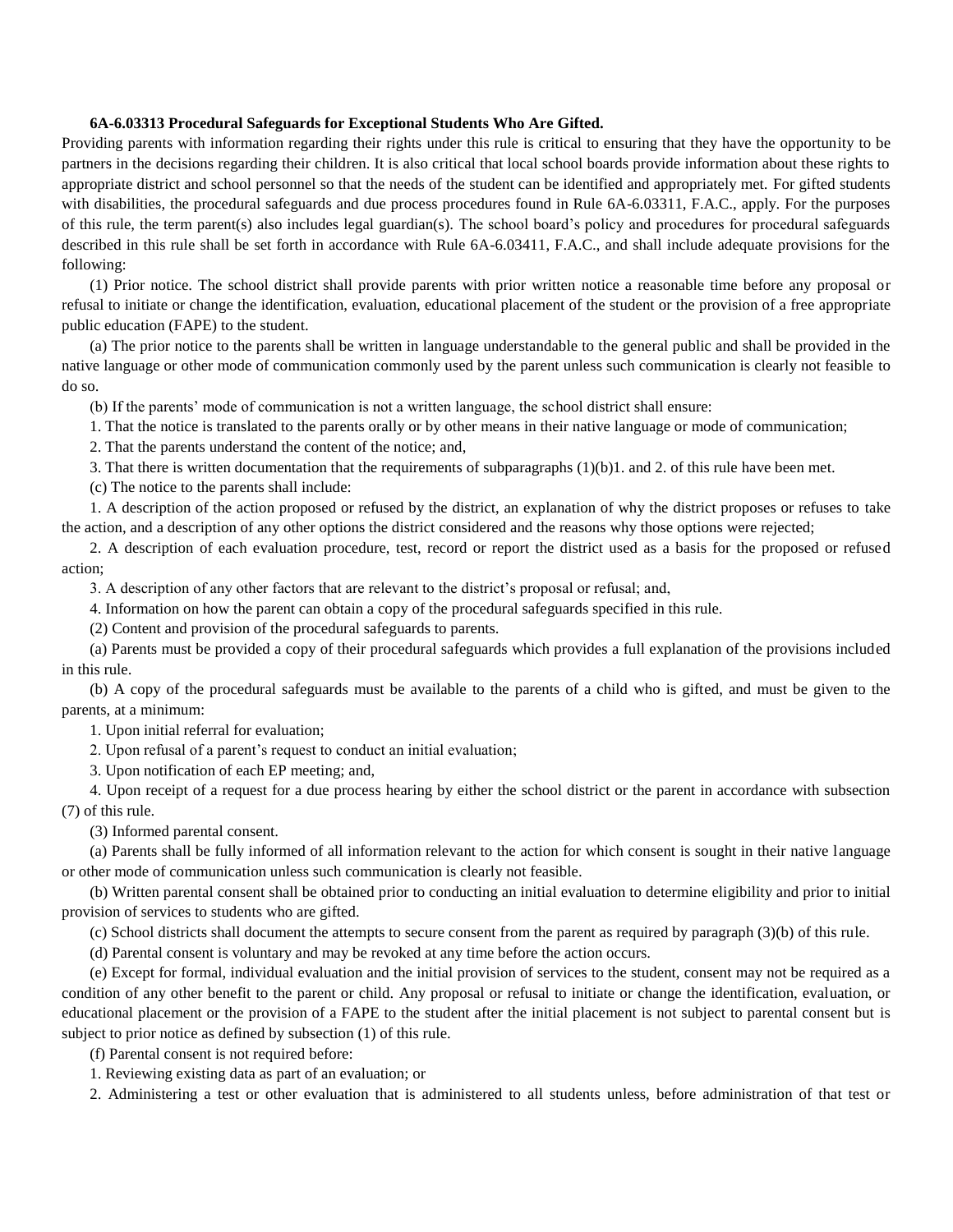**6A-6.03313 Procedural Safeguards for Exceptional Students Who Are Gifted.**

Providing parents with information regarding their rights under this rule is critical to ensuring that they have the opportunity to be partners in the decisions regarding their children. It is also critical that local school boards provide information about these rights to appropriate district and school personnel so that the needs of the student can be identified and appropriately met. For gifted students with disabilities, the procedural safeguards and due process procedures found in Rule 6A-6.03311, F.A.C., apply. For the purposes of this rule, the term parent(s) also includes legal guardian(s). The school board's policy and procedures for procedural safeguards described in this rule shall be set forth in accordance with Rule 6A-6.03411, F.A.C., and shall include adequate provisions for the following:

(1) Prior notice. The school district shall provide parents with prior written notice a reasonable time before any proposal or refusal to initiate or change the identification, evaluation, educational placement of the student or the provision of a free appropriate public education (FAPE) to the student.

(a) The prior notice to the parents shall be written in language understandable to the general public and shall be provided in the native language or other mode of communication commonly used by the parent unless such communication is clearly not feasible to do so.

(b) If the parents' mode of communication is not a written language, the school district shall ensure:

1. That the notice is translated to the parents orally or by other means in their native language or mode of communication;

2. That the parents understand the content of the notice; and,

3. That there is written documentation that the requirements of subparagraphs (1)(b)1. and 2. of this rule have been met.

(c) The notice to the parents shall include:

1. A description of the action proposed or refused by the district, an explanation of why the district proposes or refuses to take the action, and a description of any other options the district considered and the reasons why those options were rejected;

2. A description of each evaluation procedure, test, record or report the district used as a basis for the proposed or refused action;

3. A description of any other factors that are relevant to the district's proposal or refusal; and,

4. Information on how the parent can obtain a copy of the procedural safeguards specified in this rule.

(2) Content and provision of the procedural safeguards to parents.

(a) Parents must be provided a copy of their procedural safeguards which provides a full explanation of the provisions included in this rule.

(b) A copy of the procedural safeguards must be available to the parents of a child who is gifted, and must be given to the parents, at a minimum:

1. Upon initial referral for evaluation;

2. Upon refusal of a parent's request to conduct an initial evaluation;

3. Upon notification of each EP meeting; and,

4. Upon receipt of a request for a due process hearing by either the school district or the parent in accordance with subsection (7) of this rule.

(3) Informed parental consent.

(a) Parents shall be fully informed of all information relevant to the action for which consent is sought in their native language or other mode of communication unless such communication is clearly not feasible.

(b) Written parental consent shall be obtained prior to conducting an initial evaluation to determine eligibility and prior to initial provision of services to students who are gifted.

(c) School districts shall document the attempts to secure consent from the parent as required by paragraph (3)(b) of this rule.

(d) Parental consent is voluntary and may be revoked at any time before the action occurs.

(e) Except for formal, individual evaluation and the initial provision of services to the student, consent may not be required as a condition of any other benefit to the parent or child. Any proposal or refusal to initiate or change the identification, evaluation, or educational placement or the provision of a FAPE to the student after the initial placement is not subject to parental consent but is subject to prior notice as defined by subsection (1) of this rule.

(f) Parental consent is not required before:

1. Reviewing existing data as part of an evaluation; or

2. Administering a test or other evaluation that is administered to all students unless, before administration of that test or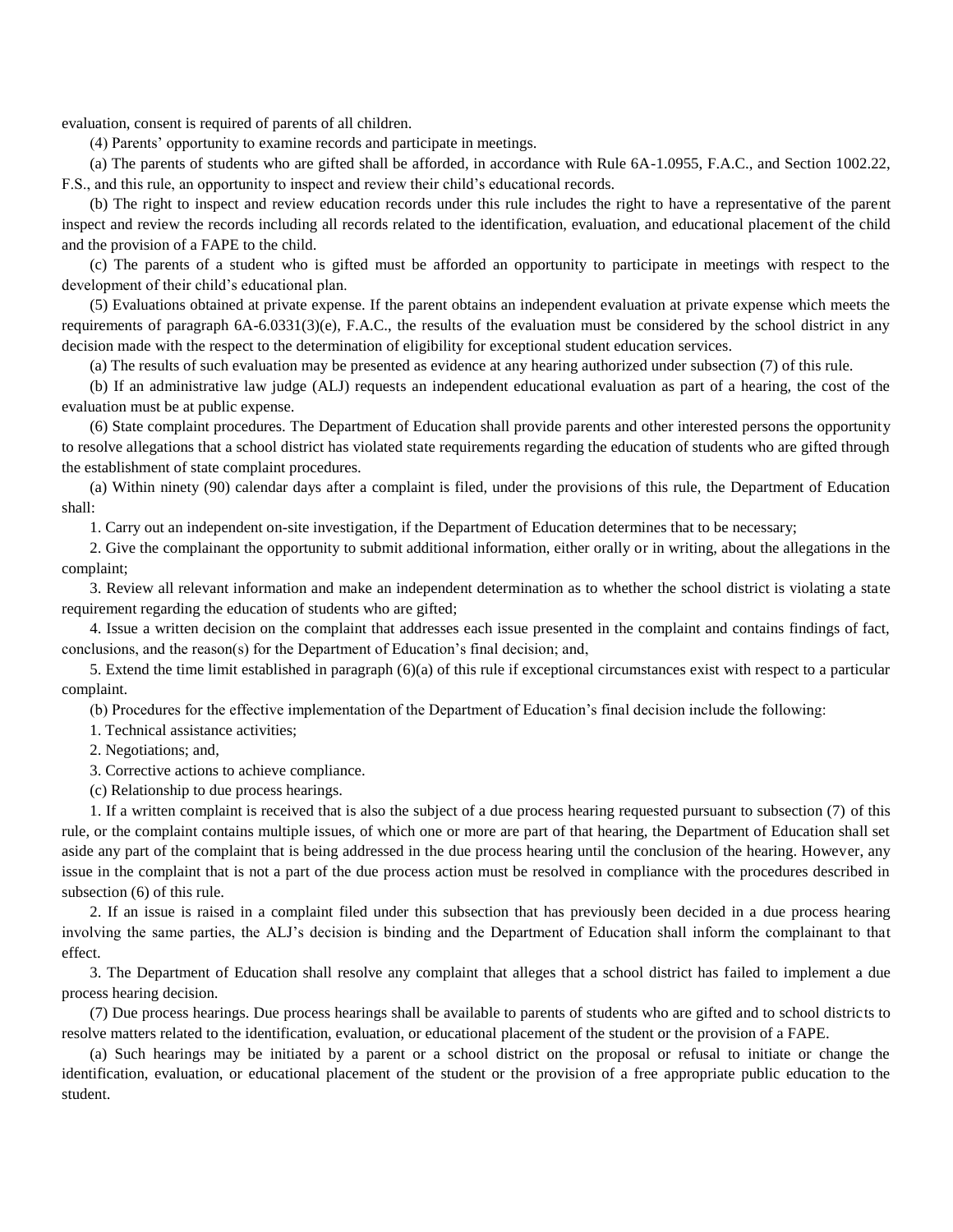evaluation, consent is required of parents of all children.

(4) Parents' opportunity to examine records and participate in meetings.

(a) The parents of students who are gifted shall be afforded, in accordance with Rule 6A-1.0955, F.A.C., and Section 1002.22, F.S., and this rule, an opportunity to inspect and review their child's educational records.

(b) The right to inspect and review education records under this rule includes the right to have a representative of the parent inspect and review the records including all records related to the identification, evaluation, and educational placement of the child and the provision of a FAPE to the child.

(c) The parents of a student who is gifted must be afforded an opportunity to participate in meetings with respect to the development of their child's educational plan.

(5) Evaluations obtained at private expense. If the parent obtains an independent evaluation at private expense which meets the requirements of paragraph 6A-6.0331(3)(e), F.A.C., the results of the evaluation must be considered by the school district in any decision made with the respect to the determination of eligibility for exceptional student education services.

(a) The results of such evaluation may be presented as evidence at any hearing authorized under subsection (7) of this rule.

(b) If an administrative law judge (ALJ) requests an independent educational evaluation as part of a hearing, the cost of the evaluation must be at public expense.

(6) State complaint procedures. The Department of Education shall provide parents and other interested persons the opportunity to resolve allegations that a school district has violated state requirements regarding the education of students who are gifted through the establishment of state complaint procedures.

(a) Within ninety (90) calendar days after a complaint is filed, under the provisions of this rule, the Department of Education shall:

1. Carry out an independent on-site investigation, if the Department of Education determines that to be necessary;

2. Give the complainant the opportunity to submit additional information, either orally or in writing, about the allegations in the complaint;

3. Review all relevant information and make an independent determination as to whether the school district is violating a state requirement regarding the education of students who are gifted;

4. Issue a written decision on the complaint that addresses each issue presented in the complaint and contains findings of fact, conclusions, and the reason(s) for the Department of Education's final decision; and,

5. Extend the time limit established in paragraph (6)(a) of this rule if exceptional circumstances exist with respect to a particular complaint.

(b) Procedures for the effective implementation of the Department of Education's final decision include the following:

1. Technical assistance activities;

2. Negotiations; and,

3. Corrective actions to achieve compliance.

(c) Relationship to due process hearings.

1. If a written complaint is received that is also the subject of a due process hearing requested pursuant to subsection (7) of this rule, or the complaint contains multiple issues, of which one or more are part of that hearing, the Department of Education shall set aside any part of the complaint that is being addressed in the due process hearing until the conclusion of the hearing. However, any issue in the complaint that is not a part of the due process action must be resolved in compliance with the procedures described in subsection (6) of this rule.

2. If an issue is raised in a complaint filed under this subsection that has previously been decided in a due process hearing involving the same parties, the ALJ's decision is binding and the Department of Education shall inform the complainant to that effect.

3. The Department of Education shall resolve any complaint that alleges that a school district has failed to implement a due process hearing decision.

(7) Due process hearings. Due process hearings shall be available to parents of students who are gifted and to school districts to resolve matters related to the identification, evaluation, or educational placement of the student or the provision of a FAPE.

(a) Such hearings may be initiated by a parent or a school district on the proposal or refusal to initiate or change the identification, evaluation, or educational placement of the student or the provision of a free appropriate public education to the student.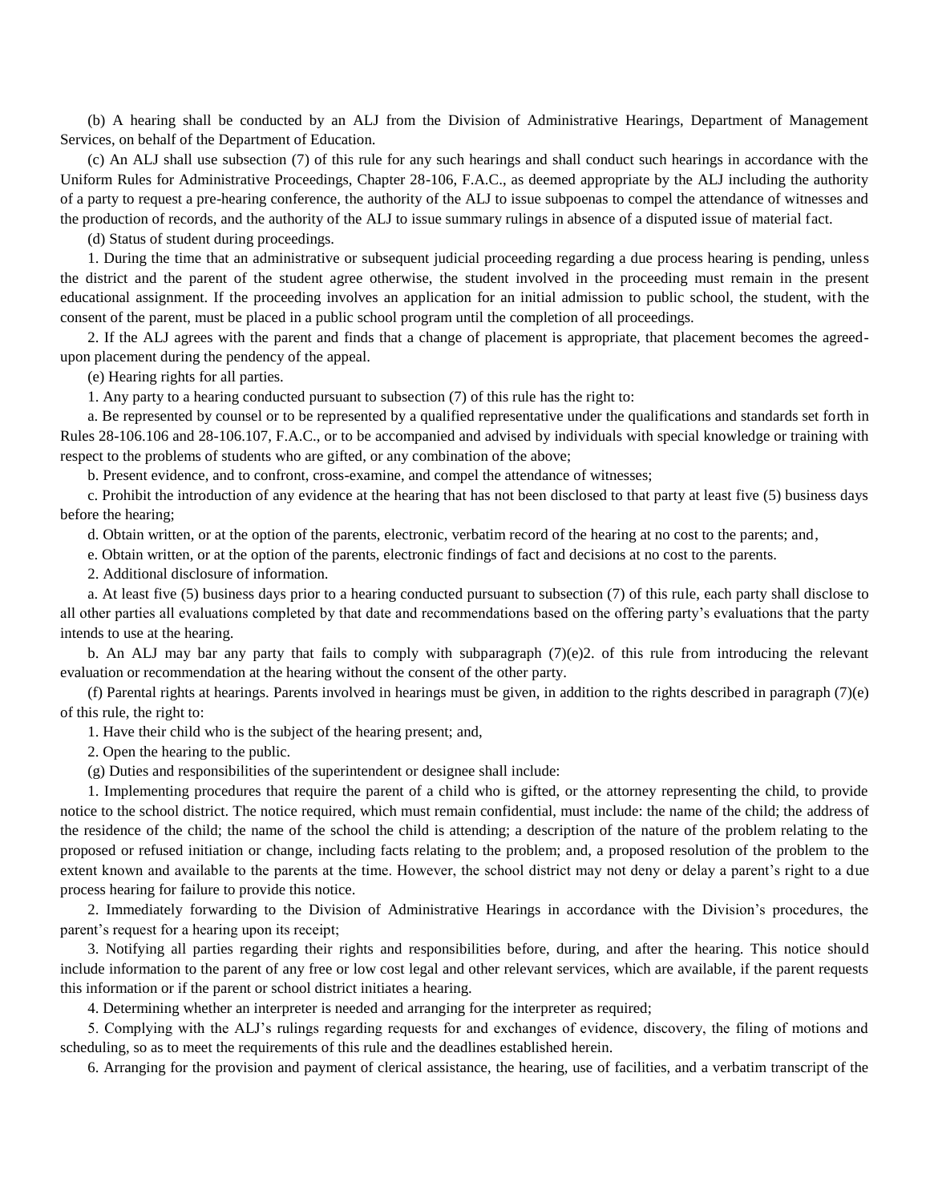(b) A hearing shall be conducted by an ALJ from the Division of Administrative Hearings, Department of Management Services, on behalf of the Department of Education.

(c) An ALJ shall use subsection (7) of this rule for any such hearings and shall conduct such hearings in accordance with the Uniform Rules for Administrative Proceedings, Chapter 28-106, F.A.C., as deemed appropriate by the ALJ including the authority of a party to request a pre-hearing conference, the authority of the ALJ to issue subpoenas to compel the attendance of witnesses and the production of records, and the authority of the ALJ to issue summary rulings in absence of a disputed issue of material fact.

(d) Status of student during proceedings.

1. During the time that an administrative or subsequent judicial proceeding regarding a due process hearing is pending, unless the district and the parent of the student agree otherwise, the student involved in the proceeding must remain in the present educational assignment. If the proceeding involves an application for an initial admission to public school, the student, with the consent of the parent, must be placed in a public school program until the completion of all proceedings.

2. If the ALJ agrees with the parent and finds that a change of placement is appropriate, that placement becomes the agreed-upon placement during the pendency of the appeal.

(e) Hearing rights for all parties.

1. Any party to a hearing conducted pursuant to subsection (7) of this rule has the right to:

a. Be represented by counsel or to be represented by a qualified representative under the qualifications and standards set forth in Rules 28-106.106 and 28-106.107, F.A.C., or to be accompanied and advised by individuals with special knowledge or training with respect to the problems of students who are gifted, or any combination of the above;

b. Present evidence, and to confront, cross-examine, and compel the attendance of witnesses;

c. Prohibit the introduction of any evidence at the hearing that has not been disclosed to that party at least five (5) business days before the hearing;

d. Obtain written, or at the option of the parents, electronic, verbatim record of the hearing at no cost to the parents; and,

e. Obtain written, or at the option of the parents, electronic findings of fact and decisions at no cost to the parents.

2. Additional disclosure of information.

a. At least five (5) business days prior to a hearing conducted pursuant to subsection (7) of this rule, each party shall disclose to all other parties all evaluations completed by that date and recommendations based on the offering party's evaluations that the party intends to use at the hearing.

b. An ALJ may bar any party that fails to comply with subparagraph (7)(e)2. of this rule from introducing the relevant evaluation or recommendation at the hearing without the consent of the other party.

(f) Parental rights at hearings. Parents involved in hearings must be given, in addition to the rights described in paragraph (7)(e) of this rule, the right to:

1. Have their child who is the subject of the hearing present; and,

2. Open the hearing to the public.

(g) Duties and responsibilities of the superintendent or designee shall include:

1. Implementing procedures that require the parent of a child who is gifted, or the attorney representing the child, to provide notice to the school district. The notice required, which must remain confidential, must include: the name of the child; the address of the residence of the child; the name of the school the child is attending; a description of the nature of the problem relating to the proposed or refused initiation or change, including facts relating to the problem; and, a proposed resolution of the problem to the extent known and available to the parents at the time. However, the school district may not deny or delay a parent's right to a due process hearing for failure to provide this notice.

2. Immediately forwarding to the Division of Administrative Hearings in accordance with the Division's procedures, the parent's request for a hearing upon its receipt;

3. Notifying all parties regarding their rights and responsibilities before, during, and after the hearing. This notice should include information to the parent of any free or low cost legal and other relevant services, which are available, if the parent requests this information or if the parent or school district initiates a hearing.

4. Determining whether an interpreter is needed and arranging for the interpreter as required;

5. Complying with the ALJ's rulings regarding requests for and exchanges of evidence, discovery, the filing of motions and scheduling, so as to meet the requirements of this rule and the deadlines established herein.

6. Arranging for the provision and payment of clerical assistance, the hearing, use of facilities, and a verbatim transcript of the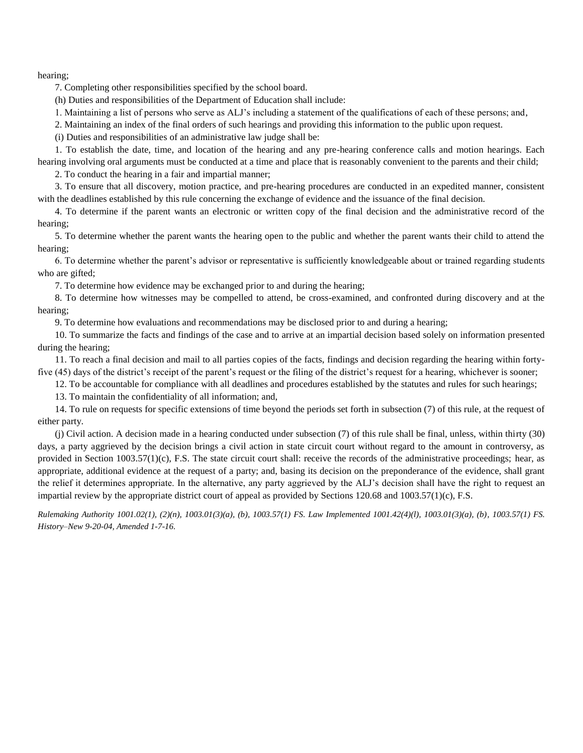hearing;

7. Completing other responsibilities specified by the school board.

(h) Duties and responsibilities of the Department of Education shall include:

1. Maintaining a list of persons who serve as ALJ's including a statement of the qualifications of each of these persons; and,

2. Maintaining an index of the final orders of such hearings and providing this information to the public upon request.

(i) Duties and responsibilities of an administrative law judge shall be:

1. To establish the date, time, and location of the hearing and any pre-hearing conference calls and motion hearings. Each hearing involving oral arguments must be conducted at a time and place that is reasonably convenient to the parents and their child;

2. To conduct the hearing in a fair and impartial manner;

3. To ensure that all discovery, motion practice, and pre-hearing procedures are conducted in an expedited manner, consistent with the deadlines established by this rule concerning the exchange of evidence and the issuance of the final decision.

4. To determine if the parent wants an electronic or written copy of the final decision and the administrative record of the hearing;

5. To determine whether the parent wants the hearing open to the public and whether the parent wants their child to attend the hearing;

6. To determine whether the parent's advisor or representative is sufficiently knowledgeable about or trained regarding students who are gifted;

7. To determine how evidence may be exchanged prior to and during the hearing;

8. To determine how witnesses may be compelled to attend, be cross-examined, and confronted during discovery and at the hearing;

9. To determine how evaluations and recommendations may be disclosed prior to and during a hearing;

10. To summarize the facts and findings of the case and to arrive at an impartial decision based solely on information presented during the hearing;

11. To reach a final decision and mail to all parties copies of the facts, findings and decision regarding the hearing within forty-five (45) days of the district's receipt of the parent's request or the filing of the district's request for a hearing, whichever is sooner;

12. To be accountable for compliance with all deadlines and procedures established by the statutes and rules for such hearings;

13. To maintain the confidentiality of all information; and,

14. To rule on requests for specific extensions of time beyond the periods set forth in subsection (7) of this rule, at the request of either party.

(j) Civil action. A decision made in a hearing conducted under subsection (7) of this rule shall be final, unless, within thirty (30) days, a party aggrieved by the decision brings a civil action in state circuit court without regard to the amount in controversy, as provided in Section 1003.57(1)(c), F.S. The state circuit court shall: receive the records of the administrative proceedings; hear, as appropriate, additional evidence at the request of a party; and, basing its decision on the preponderance of the evidence, shall grant the relief it determines appropriate. In the alternative, any party aggrieved by the ALJ's decision shall have the right to request an impartial review by the appropriate district court of appeal as provided by Sections 120.68 and 1003.57(1)(c), F.S.

*Rulemaking Authority 1001.02(1), (2)(n), 1003.01(3)(a), (b), 1003.57(1) FS. Law Implemented 1001.42(4)(l), 1003.01(3)(a), (b), 1003.57(1) FS. History–New 9-20-04, Amended 1-7-16.*